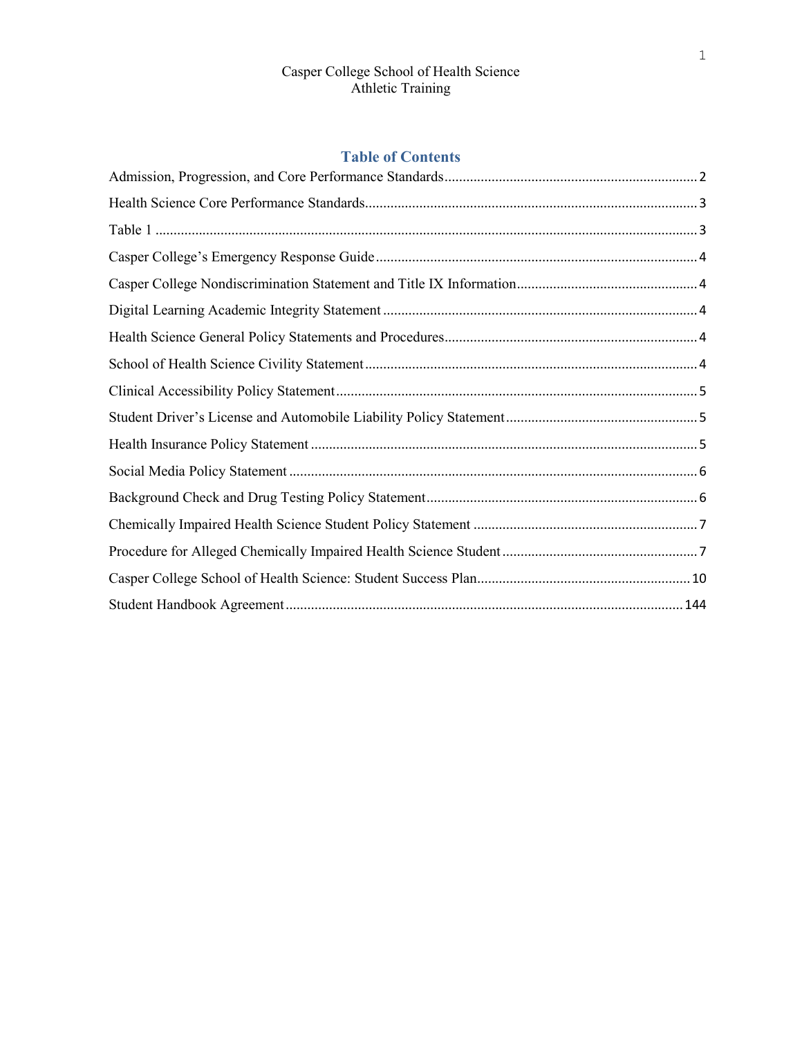Casper College School of Health Science
Athletic Training

## Table of Contents

Admission, Progression, and Core Performance Standards .......... 2
Health Science Core Performance Standards .......... 3
Table 1 .......... 3
Casper College's Emergency Response Guide .......... 4
Casper College Nondiscrimination Statement and Title IX Information .......... 4
Digital Learning Academic Integrity Statement .......... 4
Health Science General Policy Statements and Procedures .......... 4
School of Health Science Civility Statement .......... 4
Clinical Accessibility Policy Statement .......... 5
Student Driver's License and Automobile Liability Policy Statement .......... 5
Health Insurance Policy Statement .......... 5
Social Media Policy Statement .......... 6
Background Check and Drug Testing Policy Statement .......... 6
Chemically Impaired Health Science Student Policy Statement .......... 7
Procedure for Alleged Chemically Impaired Health Science Student .......... 7
Casper College School of Health Science: Student Success Plan .......... 10
Student Handbook Agreement .......... 144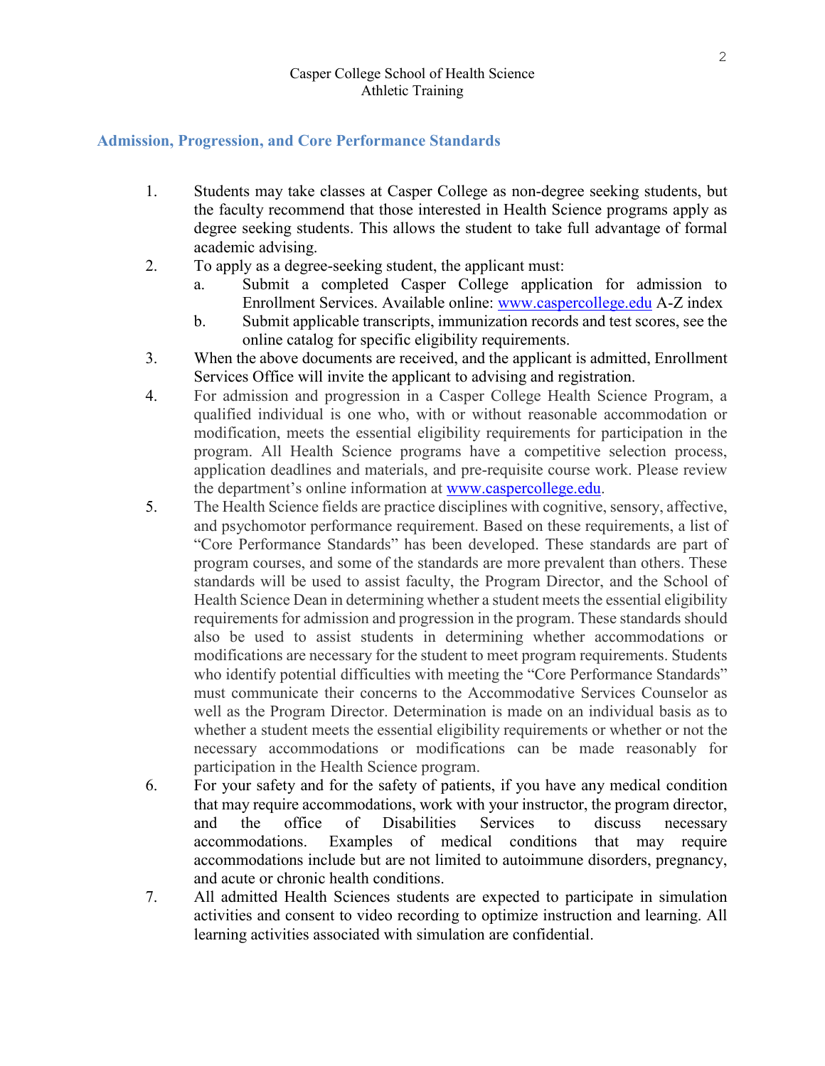Casper College School of Health Science
Athletic Training

## Admission, Progression, and Core Performance Standards

1. Students may take classes at Casper College as non-degree seeking students, but the faculty recommend that those interested in Health Science programs apply as degree seeking students. This allows the student to take full advantage of formal academic advising.
2. To apply as a degree-seeking student, the applicant must:
   a. Submit a completed Casper College application for admission to Enrollment Services. Available online: www.caspercollege.edu A-Z index
   b. Submit applicable transcripts, immunization records and test scores, see the online catalog for specific eligibility requirements.
3. When the above documents are received, and the applicant is admitted, Enrollment Services Office will invite the applicant to advising and registration.
4. For admission and progression in a Casper College Health Science Program, a qualified individual is one who, with or without reasonable accommodation or modification, meets the essential eligibility requirements for participation in the program. All Health Science programs have a competitive selection process, application deadlines and materials, and pre-requisite course work. Please review the department's online information at www.caspercollege.edu.
5. The Health Science fields are practice disciplines with cognitive, sensory, affective, and psychomotor performance requirement. Based on these requirements, a list of "Core Performance Standards" has been developed. These standards are part of program courses, and some of the standards are more prevalent than others. These standards will be used to assist faculty, the Program Director, and the School of Health Science Dean in determining whether a student meets the essential eligibility requirements for admission and progression in the program. These standards should also be used to assist students in determining whether accommodations or modifications are necessary for the student to meet program requirements. Students who identify potential difficulties with meeting the "Core Performance Standards" must communicate their concerns to the Accommodative Services Counselor as well as the Program Director. Determination is made on an individual basis as to whether a student meets the essential eligibility requirements or whether or not the necessary accommodations or modifications can be made reasonably for participation in the Health Science program.
6. For your safety and for the safety of patients, if you have any medical condition that may require accommodations, work with your instructor, the program director, and the office of Disabilities Services to discuss necessary accommodations. Examples of medical conditions that may require accommodations include but are not limited to autoimmune disorders, pregnancy, and acute or chronic health conditions.
7. All admitted Health Sciences students are expected to participate in simulation activities and consent to video recording to optimize instruction and learning. All learning activities associated with simulation are confidential.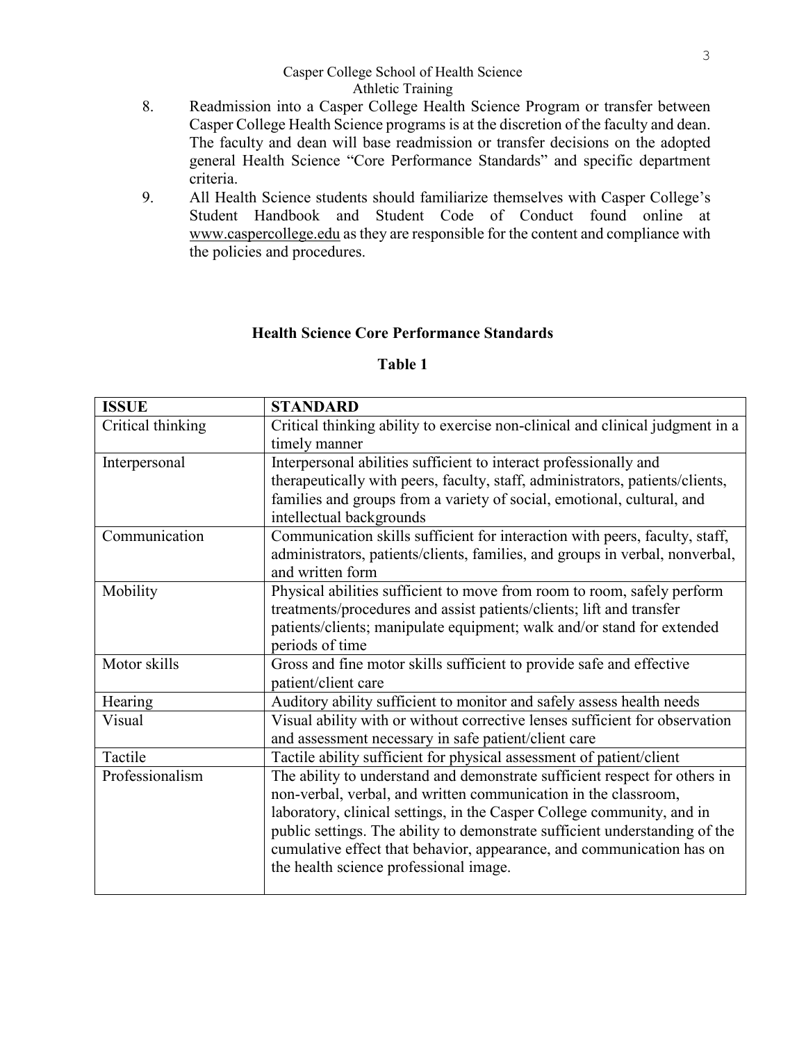8. Readmission into a Casper College Health Science Program or transfer between Casper College Health Science programs is at the discretion of the faculty and dean. The faculty and dean will base readmission or transfer decisions on the adopted general Health Science "Core Performance Standards" and specific department criteria.
9. All Health Science students should familiarize themselves with Casper College's Student Handbook and Student Code of Conduct found online at www.caspercollege.edu as they are responsible for the content and compliance with the policies and procedures.

## Health Science Core Performance Standards

**Table 1**

| ISSUE | STANDARD |
|---|---|
| Critical thinking | Critical thinking ability to exercise non-clinical and clinical judgment in a timely manner |
| Interpersonal | Interpersonal abilities sufficient to interact professionally and therapeutically with peers, faculty, staff, administrators, patients/clients, families and groups from a variety of social, emotional, cultural, and intellectual backgrounds |
| Communication | Communication skills sufficient for interaction with peers, faculty, staff, administrators, patients/clients, families, and groups in verbal, nonverbal, and written form |
| Mobility | Physical abilities sufficient to move from room to room, safely perform treatments/procedures and assist patients/clients; lift and transfer patients/clients; manipulate equipment; walk and/or stand for extended periods of time |
| Motor skills | Gross and fine motor skills sufficient to provide safe and effective patient/client care |
| Hearing | Auditory ability sufficient to monitor and safely assess health needs |
| Visual | Visual ability with or without corrective lenses sufficient for observation and assessment necessary in safe patient/client care |
| Tactile | Tactile ability sufficient for physical assessment of patient/client |
| Professionalism | The ability to understand and demonstrate sufficient respect for others in non-verbal, verbal, and written communication in the classroom, laboratory, clinical settings, in the Casper College community, and in public settings. The ability to demonstrate sufficient understanding of the cumulative effect that behavior, appearance, and communication has on the health science professional image. |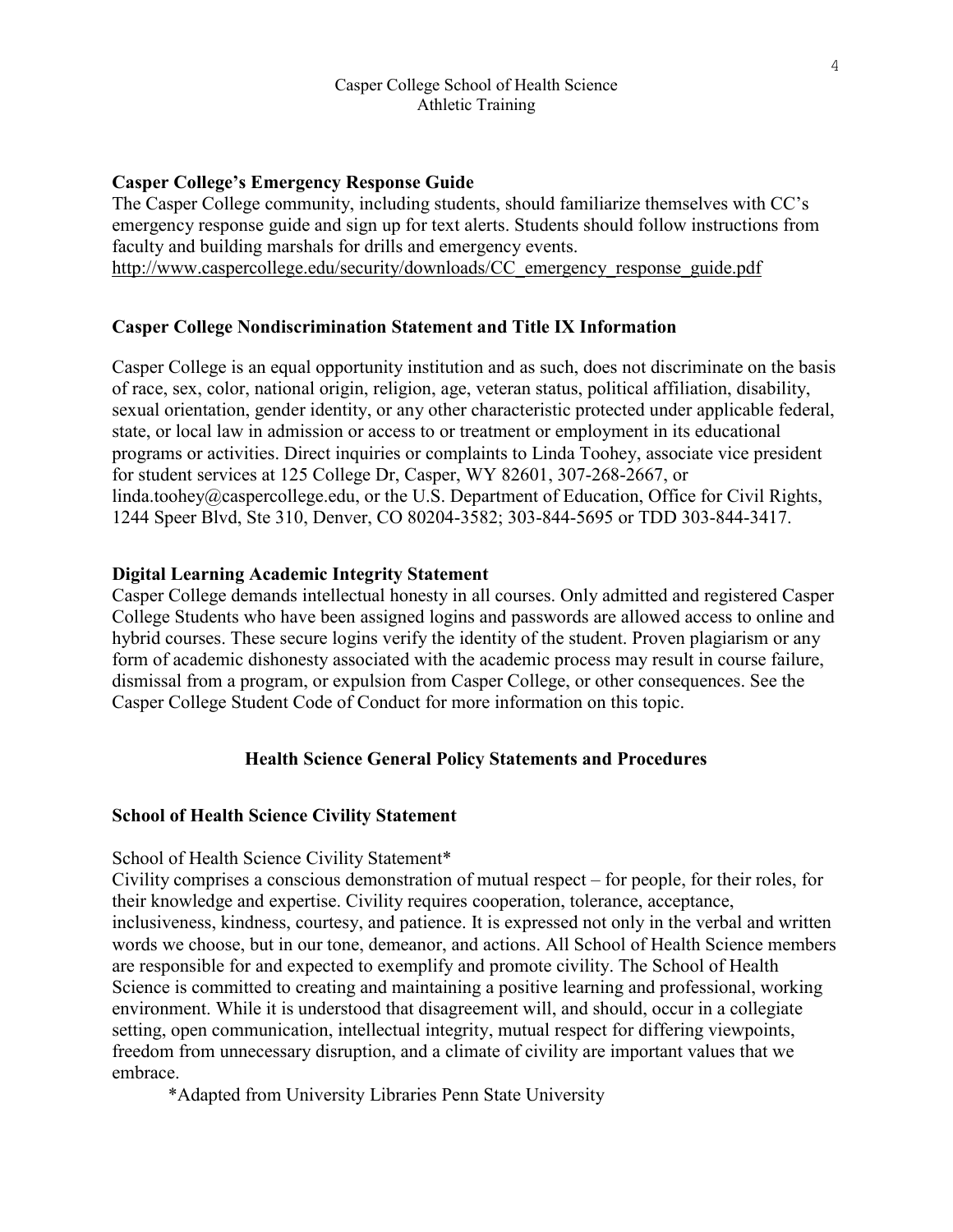### Casper College's Emergency Response Guide

The Casper College community, including students, should familiarize themselves with CC's emergency response guide and sign up for text alerts. Students should follow instructions from faculty and building marshals for drills and emergency events.
http://www.caspercollege.edu/security/downloads/CC_emergency_response_guide.pdf

### Casper College Nondiscrimination Statement and Title IX Information

Casper College is an equal opportunity institution and as such, does not discriminate on the basis of race, sex, color, national origin, religion, age, veteran status, political affiliation, disability, sexual orientation, gender identity, or any other characteristic protected under applicable federal, state, or local law in admission or access to or treatment or employment in its educational programs or activities. Direct inquiries or complaints to Linda Toohey, associate vice president for student services at 125 College Dr, Casper, WY 82601, 307-268-2667, or linda.toohey@caspercollege.edu, or the U.S. Department of Education, Office for Civil Rights, 1244 Speer Blvd, Ste 310, Denver, CO 80204-3582; 303-844-5695 or TDD 303-844-3417.

### Digital Learning Academic Integrity Statement

Casper College demands intellectual honesty in all courses. Only admitted and registered Casper College Students who have been assigned logins and passwords are allowed access to online and hybrid courses. These secure logins verify the identity of the student. Proven plagiarism or any form of academic dishonesty associated with the academic process may result in course failure, dismissal from a program, or expulsion from Casper College, or other consequences. See the Casper College Student Code of Conduct for more information on this topic.

## Health Science General Policy Statements and Procedures

### School of Health Science Civility Statement

School of Health Science Civility Statement*

Civility comprises a conscious demonstration of mutual respect – for people, for their roles, for their knowledge and expertise. Civility requires cooperation, tolerance, acceptance, inclusiveness, kindness, courtesy, and patience. It is expressed not only in the verbal and written words we choose, but in our tone, demeanor, and actions. All School of Health Science members are responsible for and expected to exemplify and promote civility. The School of Health Science is committed to creating and maintaining a positive learning and professional, working environment. While it is understood that disagreement will, and should, occur in a collegiate setting, open communication, intellectual integrity, mutual respect for differing viewpoints, freedom from unnecessary disruption, and a climate of civility are important values that we embrace.

*Adapted from University Libraries Penn State University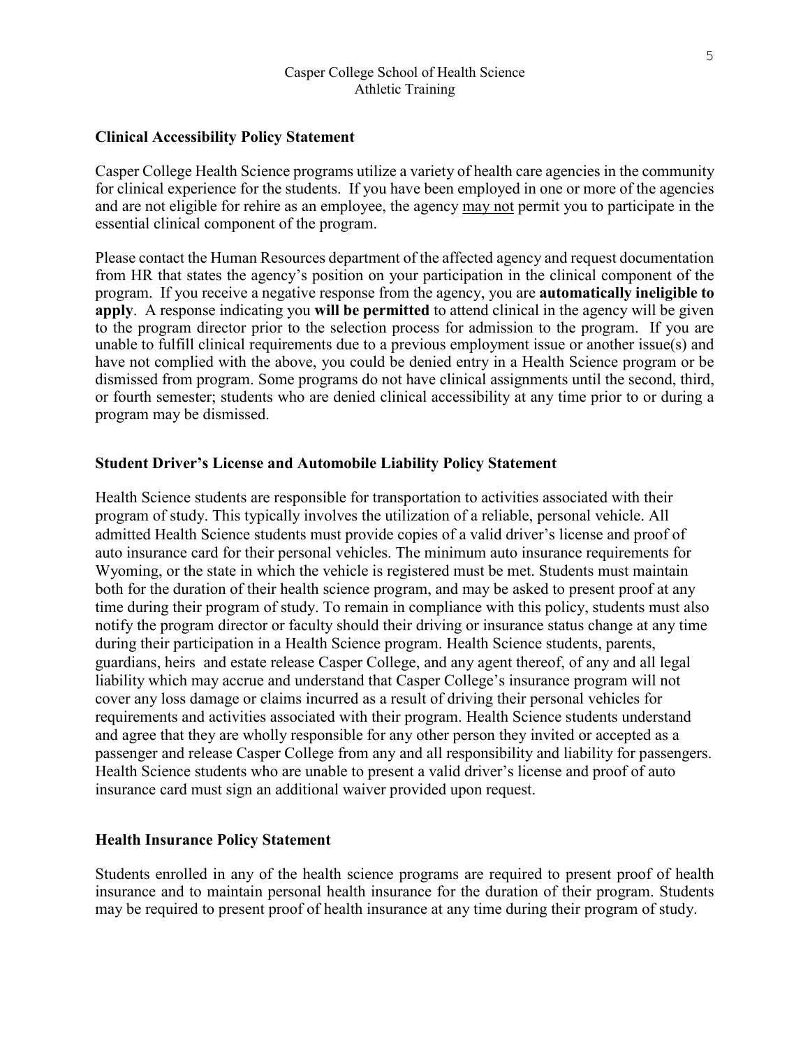## Clinical Accessibility Policy Statement

Casper College Health Science programs utilize a variety of health care agencies in the community for clinical experience for the students. If you have been employed in one or more of the agencies and are not eligible for rehire as an employee, the agency <u>may not</u> permit you to participate in the essential clinical component of the program.

Please contact the Human Resources department of the affected agency and request documentation from HR that states the agency's position on your participation in the clinical component of the program. If you receive a negative response from the agency, you are **automatically ineligible to apply**. A response indicating you **will be permitted** to attend clinical in the agency will be given to the program director prior to the selection process for admission to the program. If you are unable to fulfill clinical requirements due to a previous employment issue or another issue(s) and have not complied with the above, you could be denied entry in a Health Science program or be dismissed from program. Some programs do not have clinical assignments until the second, third, or fourth semester; students who are denied clinical accessibility at any time prior to or during a program may be dismissed.

## Student Driver's License and Automobile Liability Policy Statement

Health Science students are responsible for transportation to activities associated with their program of study. This typically involves the utilization of a reliable, personal vehicle. All admitted Health Science students must provide copies of a valid driver's license and proof of auto insurance card for their personal vehicles. The minimum auto insurance requirements for Wyoming, or the state in which the vehicle is registered must be met. Students must maintain both for the duration of their health science program, and may be asked to present proof at any time during their program of study. To remain in compliance with this policy, students must also notify the program director or faculty should their driving or insurance status change at any time during their participation in a Health Science program. Health Science students, parents, guardians, heirs and estate release Casper College, and any agent thereof, of any and all legal liability which may accrue and understand that Casper College's insurance program will not cover any loss damage or claims incurred as a result of driving their personal vehicles for requirements and activities associated with their program. Health Science students understand and agree that they are wholly responsible for any other person they invited or accepted as a passenger and release Casper College from any and all responsibility and liability for passengers. Health Science students who are unable to present a valid driver's license and proof of auto insurance card must sign an additional waiver provided upon request.

## Health Insurance Policy Statement

Students enrolled in any of the health science programs are required to present proof of health insurance and to maintain personal health insurance for the duration of their program. Students may be required to present proof of health insurance at any time during their program of study.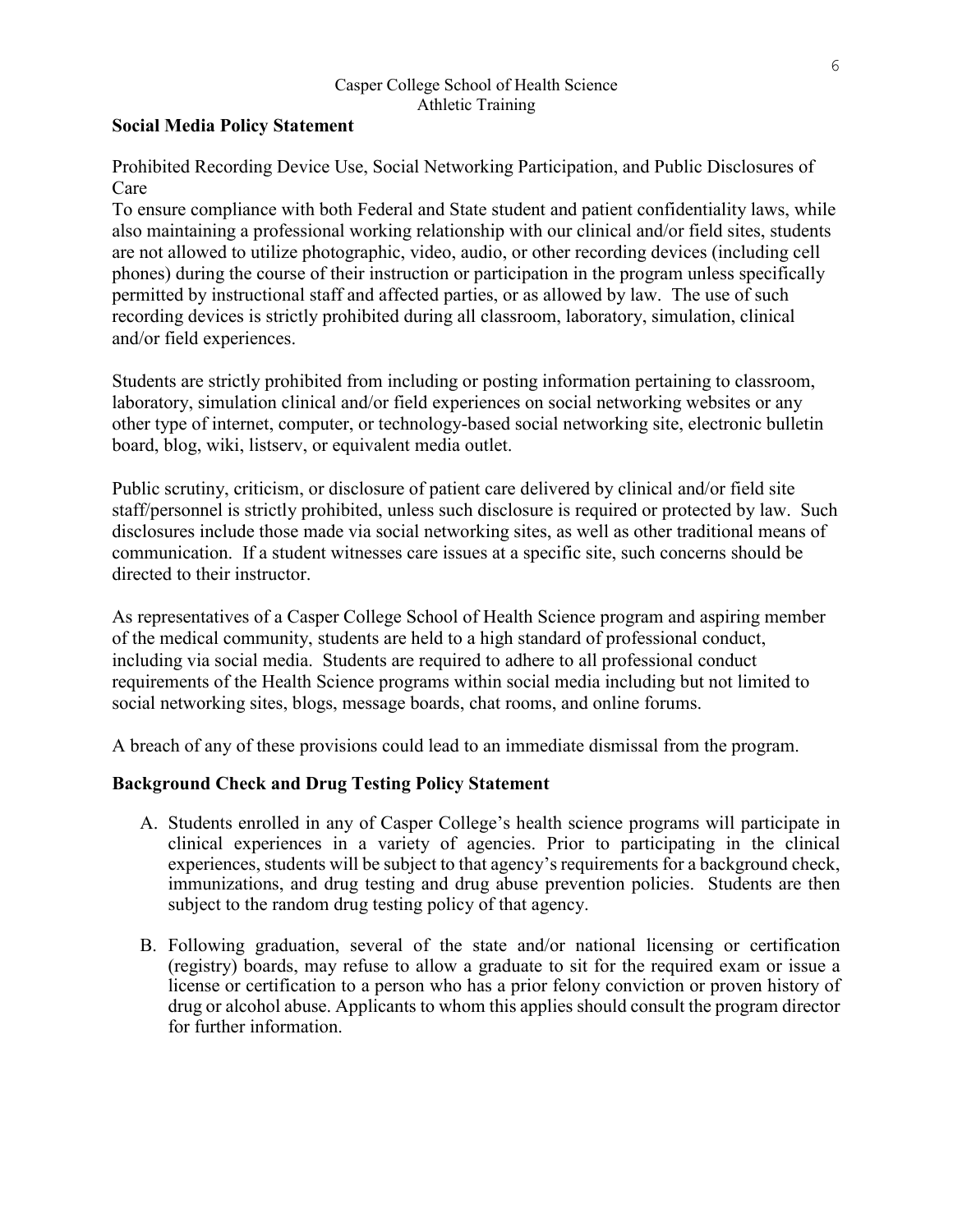## Social Media Policy Statement

Prohibited Recording Device Use, Social Networking Participation, and Public Disclosures of Care

To ensure compliance with both Federal and State student and patient confidentiality laws, while also maintaining a professional working relationship with our clinical and/or field sites, students are not allowed to utilize photographic, video, audio, or other recording devices (including cell phones) during the course of their instruction or participation in the program unless specifically permitted by instructional staff and affected parties, or as allowed by law. The use of such recording devices is strictly prohibited during all classroom, laboratory, simulation, clinical and/or field experiences.

Students are strictly prohibited from including or posting information pertaining to classroom, laboratory, simulation clinical and/or field experiences on social networking websites or any other type of internet, computer, or technology-based social networking site, electronic bulletin board, blog, wiki, listserv, or equivalent media outlet.

Public scrutiny, criticism, or disclosure of patient care delivered by clinical and/or field site staff/personnel is strictly prohibited, unless such disclosure is required or protected by law. Such disclosures include those made via social networking sites, as well as other traditional means of communication. If a student witnesses care issues at a specific site, such concerns should be directed to their instructor.

As representatives of a Casper College School of Health Science program and aspiring member of the medical community, students are held to a high standard of professional conduct, including via social media. Students are required to adhere to all professional conduct requirements of the Health Science programs within social media including but not limited to social networking sites, blogs, message boards, chat rooms, and online forums.

A breach of any of these provisions could lead to an immediate dismissal from the program.

## Background Check and Drug Testing Policy Statement

A. Students enrolled in any of Casper College's health science programs will participate in clinical experiences in a variety of agencies. Prior to participating in the clinical experiences, students will be subject to that agency's requirements for a background check, immunizations, and drug testing and drug abuse prevention policies. Students are then subject to the random drug testing policy of that agency.

B. Following graduation, several of the state and/or national licensing or certification (registry) boards, may refuse to allow a graduate to sit for the required exam or issue a license or certification to a person who has a prior felony conviction or proven history of drug or alcohol abuse. Applicants to whom this applies should consult the program director for further information.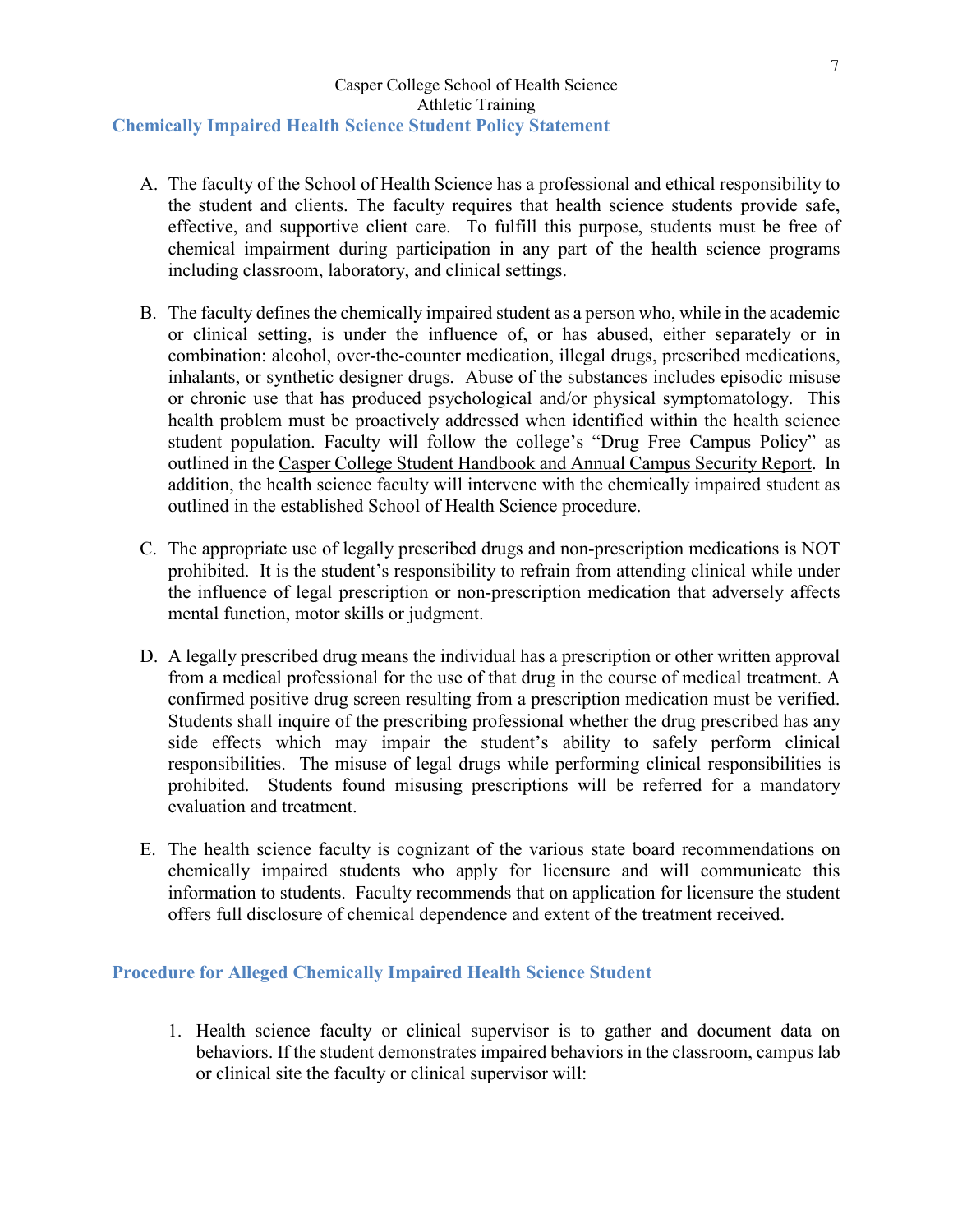Casper College School of Health Science
Athletic Training

## Chemically Impaired Health Science Student Policy Statement

A. The faculty of the School of Health Science has a professional and ethical responsibility to the student and clients. The faculty requires that health science students provide safe, effective, and supportive client care. To fulfill this purpose, students must be free of chemical impairment during participation in any part of the health science programs including classroom, laboratory, and clinical settings.

B. The faculty defines the chemically impaired student as a person who, while in the academic or clinical setting, is under the influence of, or has abused, either separately or in combination: alcohol, over-the-counter medication, illegal drugs, prescribed medications, inhalants, or synthetic designer drugs. Abuse of the substances includes episodic misuse or chronic use that has produced psychological and/or physical symptomatology. This health problem must be proactively addressed when identified within the health science student population. Faculty will follow the college's "Drug Free Campus Policy" as outlined in the Casper College Student Handbook and Annual Campus Security Report. In addition, the health science faculty will intervene with the chemically impaired student as outlined in the established School of Health Science procedure.

C. The appropriate use of legally prescribed drugs and non-prescription medications is NOT prohibited. It is the student's responsibility to refrain from attending clinical while under the influence of legal prescription or non-prescription medication that adversely affects mental function, motor skills or judgment.

D. A legally prescribed drug means the individual has a prescription or other written approval from a medical professional for the use of that drug in the course of medical treatment. A confirmed positive drug screen resulting from a prescription medication must be verified. Students shall inquire of the prescribing professional whether the drug prescribed has any side effects which may impair the student's ability to safely perform clinical responsibilities. The misuse of legal drugs while performing clinical responsibilities is prohibited. Students found misusing prescriptions will be referred for a mandatory evaluation and treatment.

E. The health science faculty is cognizant of the various state board recommendations on chemically impaired students who apply for licensure and will communicate this information to students. Faculty recommends that on application for licensure the student offers full disclosure of chemical dependence and extent of the treatment received.

## Procedure for Alleged Chemically Impaired Health Science Student

1. Health science faculty or clinical supervisor is to gather and document data on behaviors. If the student demonstrates impaired behaviors in the classroom, campus lab or clinical site the faculty or clinical supervisor will: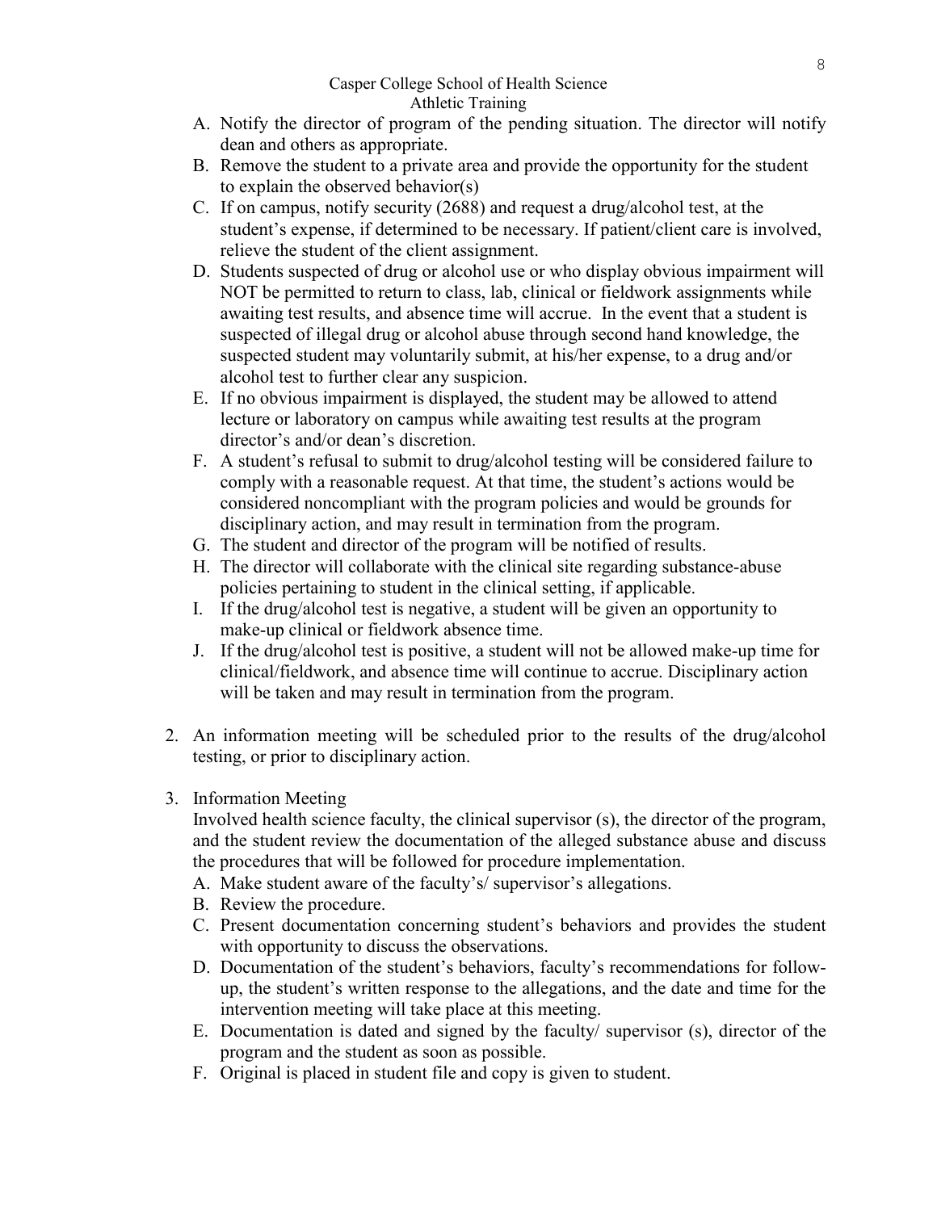A. Notify the director of program of the pending situation. The director will notify dean and others as appropriate.
B. Remove the student to a private area and provide the opportunity for the student to explain the observed behavior(s)
C. If on campus, notify security (2688) and request a drug/alcohol test, at the student's expense, if determined to be necessary. If patient/client care is involved, relieve the student of the client assignment.
D. Students suspected of drug or alcohol use or who display obvious impairment will NOT be permitted to return to class, lab, clinical or fieldwork assignments while awaiting test results, and absence time will accrue. In the event that a student is suspected of illegal drug or alcohol abuse through second hand knowledge, the suspected student may voluntarily submit, at his/her expense, to a drug and/or alcohol test to further clear any suspicion.
E. If no obvious impairment is displayed, the student may be allowed to attend lecture or laboratory on campus while awaiting test results at the program director's and/or dean's discretion.
F. A student's refusal to submit to drug/alcohol testing will be considered failure to comply with a reasonable request. At that time, the student's actions would be considered noncompliant with the program policies and would be grounds for disciplinary action, and may result in termination from the program.
G. The student and director of the program will be notified of results.
H. The director will collaborate with the clinical site regarding substance-abuse policies pertaining to student in the clinical setting, if applicable.
I. If the drug/alcohol test is negative, a student will be given an opportunity to make-up clinical or fieldwork absence time.
J. If the drug/alcohol test is positive, a student will not be allowed make-up time for clinical/fieldwork, and absence time will continue to accrue. Disciplinary action will be taken and may result in termination from the program.

2. An information meeting will be scheduled prior to the results of the drug/alcohol testing, or prior to disciplinary action.

3. Information Meeting
   Involved health science faculty, the clinical supervisor (s), the director of the program, and the student review the documentation of the alleged substance abuse and discuss the procedures that will be followed for procedure implementation.
   A. Make student aware of the faculty's/ supervisor's allegations.
   B. Review the procedure.
   C. Present documentation concerning student's behaviors and provides the student with opportunity to discuss the observations.
   D. Documentation of the student's behaviors, faculty's recommendations for follow-up, the student's written response to the allegations, and the date and time for the intervention meeting will take place at this meeting.
   E. Documentation is dated and signed by the faculty/ supervisor (s), director of the program and the student as soon as possible.
   F. Original is placed in student file and copy is given to student.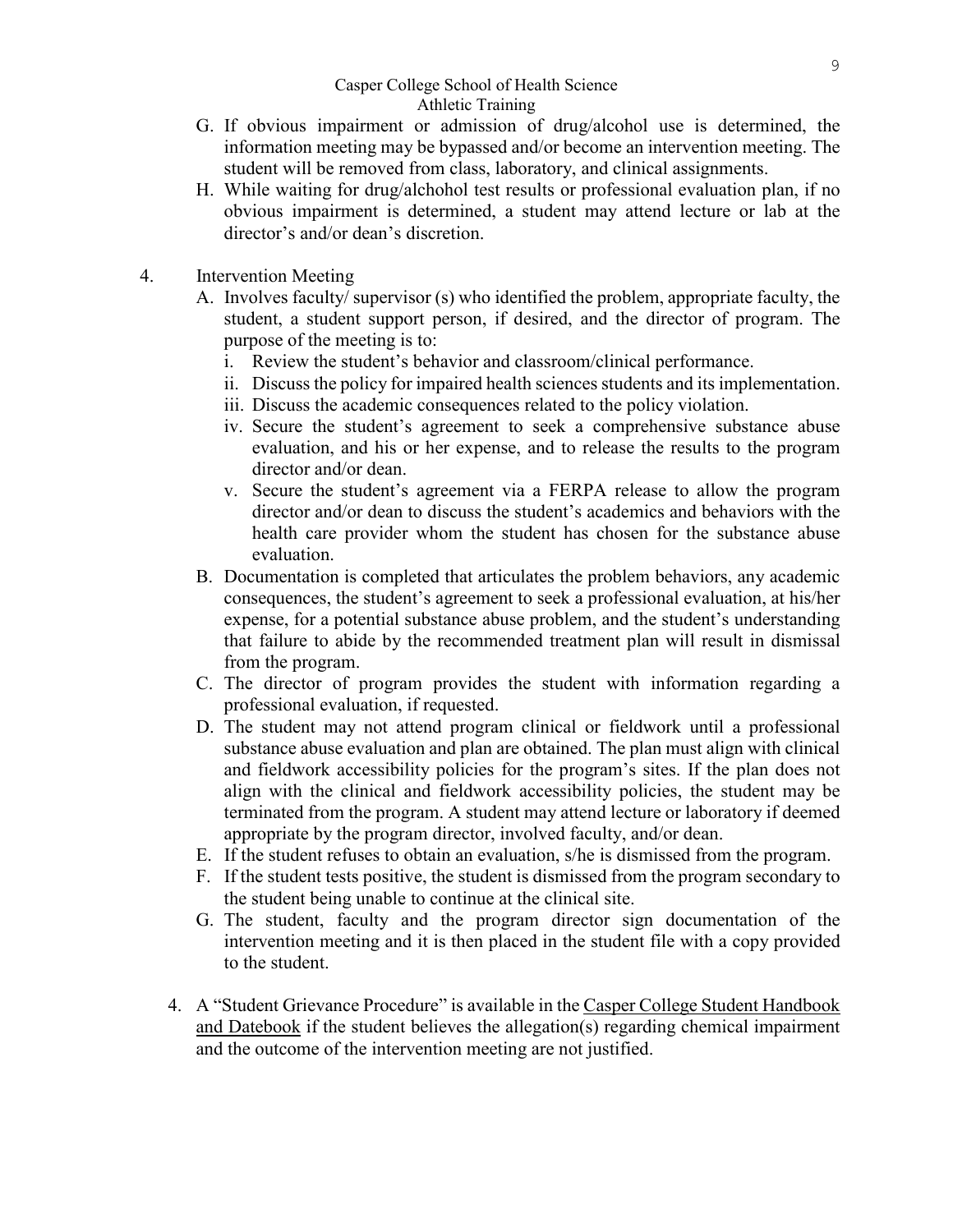G. If obvious impairment or admission of drug/alcohol use is determined, the information meeting may be bypassed and/or become an intervention meeting. The student will be removed from class, laboratory, and clinical assignments.

H. While waiting for drug/alchohol test results or professional evaluation plan, if no obvious impairment is determined, a student may attend lecture or lab at the director's and/or dean's discretion.

4. Intervention Meeting

   A. Involves faculty/ supervisor (s) who identified the problem, appropriate faculty, the student, a student support person, if desired, and the director of program. The purpose of the meeting is to:
      i. Review the student's behavior and classroom/clinical performance.
      ii. Discuss the policy for impaired health sciences students and its implementation.
      iii. Discuss the academic consequences related to the policy violation.
      iv. Secure the student's agreement to seek a comprehensive substance abuse evaluation, and his or her expense, and to release the results to the program director and/or dean.
      v. Secure the student's agreement via a FERPA release to allow the program director and/or dean to discuss the student's academics and behaviors with the health care provider whom the student has chosen for the substance abuse evaluation.

   B. Documentation is completed that articulates the problem behaviors, any academic consequences, the student's agreement to seek a professional evaluation, at his/her expense, for a potential substance abuse problem, and the student's understanding that failure to abide by the recommended treatment plan will result in dismissal from the program.

   C. The director of program provides the student with information regarding a professional evaluation, if requested.

   D. The student may not attend program clinical or fieldwork until a professional substance abuse evaluation and plan are obtained. The plan must align with clinical and fieldwork accessibility policies for the program's sites. If the plan does not align with the clinical and fieldwork accessibility policies, the student may be terminated from the program. A student may attend lecture or laboratory if deemed appropriate by the program director, involved faculty, and/or dean.

   E. If the student refuses to obtain an evaluation, s/he is dismissed from the program.

   F. If the student tests positive, the student is dismissed from the program secondary to the student being unable to continue at the clinical site.

   G. The student, faculty and the program director sign documentation of the intervention meeting and it is then placed in the student file with a copy provided to the student.

4. A "Student Grievance Procedure" is available in the Casper College Student Handbook and Datebook if the student believes the allegation(s) regarding chemical impairment and the outcome of the intervention meeting are not justified.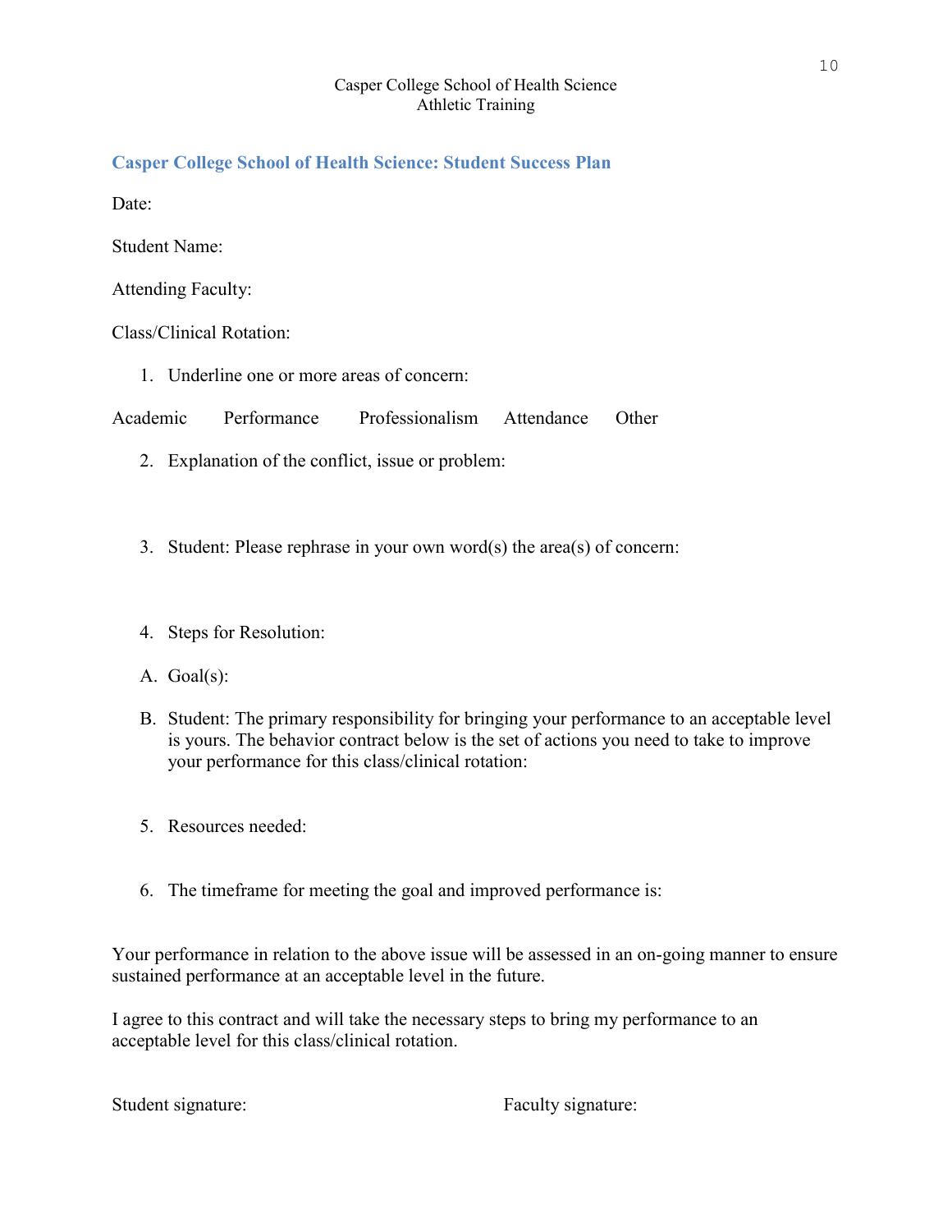Casper College School of Health Science
Athletic Training

## Casper College School of Health Science: Student Success Plan

Date:

Student Name:

Attending Faculty:

Class/Clinical Rotation:

1. Underline one or more areas of concern:

Academic Performance Professionalism Attendance Other

2. Explanation of the conflict, issue or problem:

3. Student: Please rephrase in your own word(s) the area(s) of concern:

4. Steps for Resolution:

A. Goal(s):

B. Student: The primary responsibility for bringing your performance to an acceptable level is yours. The behavior contract below is the set of actions you need to take to improve your performance for this class/clinical rotation:

5. Resources needed:

6. The timeframe for meeting the goal and improved performance is:

Your performance in relation to the above issue will be assessed in an on-going manner to ensure sustained performance at an acceptable level in the future.

I agree to this contract and will take the necessary steps to bring my performance to an acceptable level for this class/clinical rotation.

Student signature: Faculty signature: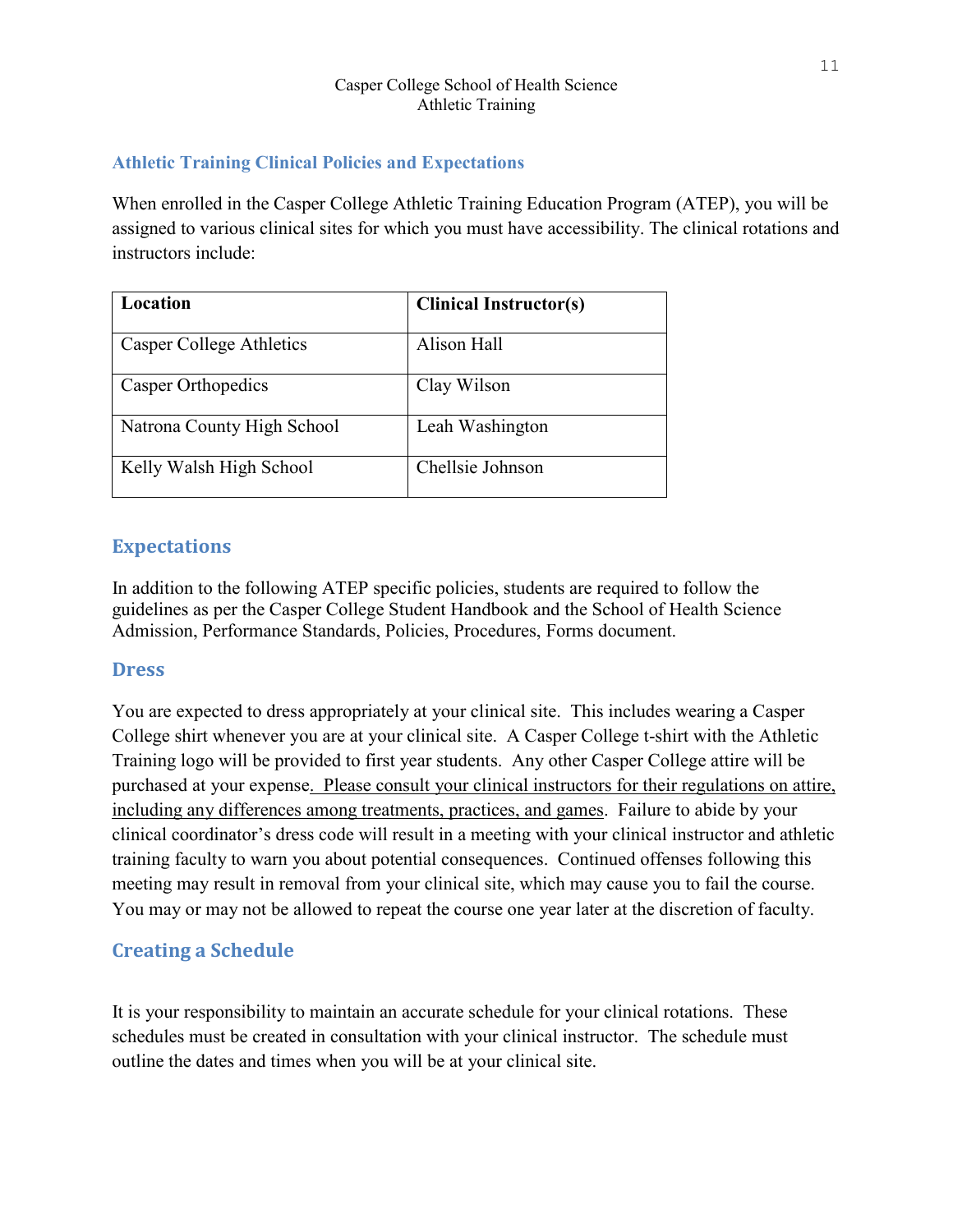Casper College School of Health Science
Athletic Training

## Athletic Training Clinical Policies and Expectations

When enrolled in the Casper College Athletic Training Education Program (ATEP), you will be assigned to various clinical sites for which you must have accessibility. The clinical rotations and instructors include:

| Location | Clinical Instructor(s) |
|---|---|
| Casper College Athletics | Alison Hall |
| Casper Orthopedics | Clay Wilson |
| Natrona County High School | Leah Washington |
| Kelly Walsh High School | Chellsie Johnson |

## Expectations

In addition to the following ATEP specific policies, students are required to follow the guidelines as per the Casper College Student Handbook and the School of Health Science Admission, Performance Standards, Policies, Procedures, Forms document.

## Dress

You are expected to dress appropriately at your clinical site. This includes wearing a Casper College shirt whenever you are at your clinical site. A Casper College t-shirt with the Athletic Training logo will be provided to first year students. Any other Casper College attire will be purchased at your expense. <u>Please consult your clinical instructors for their regulations on attire, including any differences among treatments, practices, and games</u>. Failure to abide by your clinical coordinator's dress code will result in a meeting with your clinical instructor and athletic training faculty to warn you about potential consequences. Continued offenses following this meeting may result in removal from your clinical site, which may cause you to fail the course. You may or may not be allowed to repeat the course one year later at the discretion of faculty.

## Creating a Schedule

It is your responsibility to maintain an accurate schedule for your clinical rotations. These schedules must be created in consultation with your clinical instructor. The schedule must outline the dates and times when you will be at your clinical site.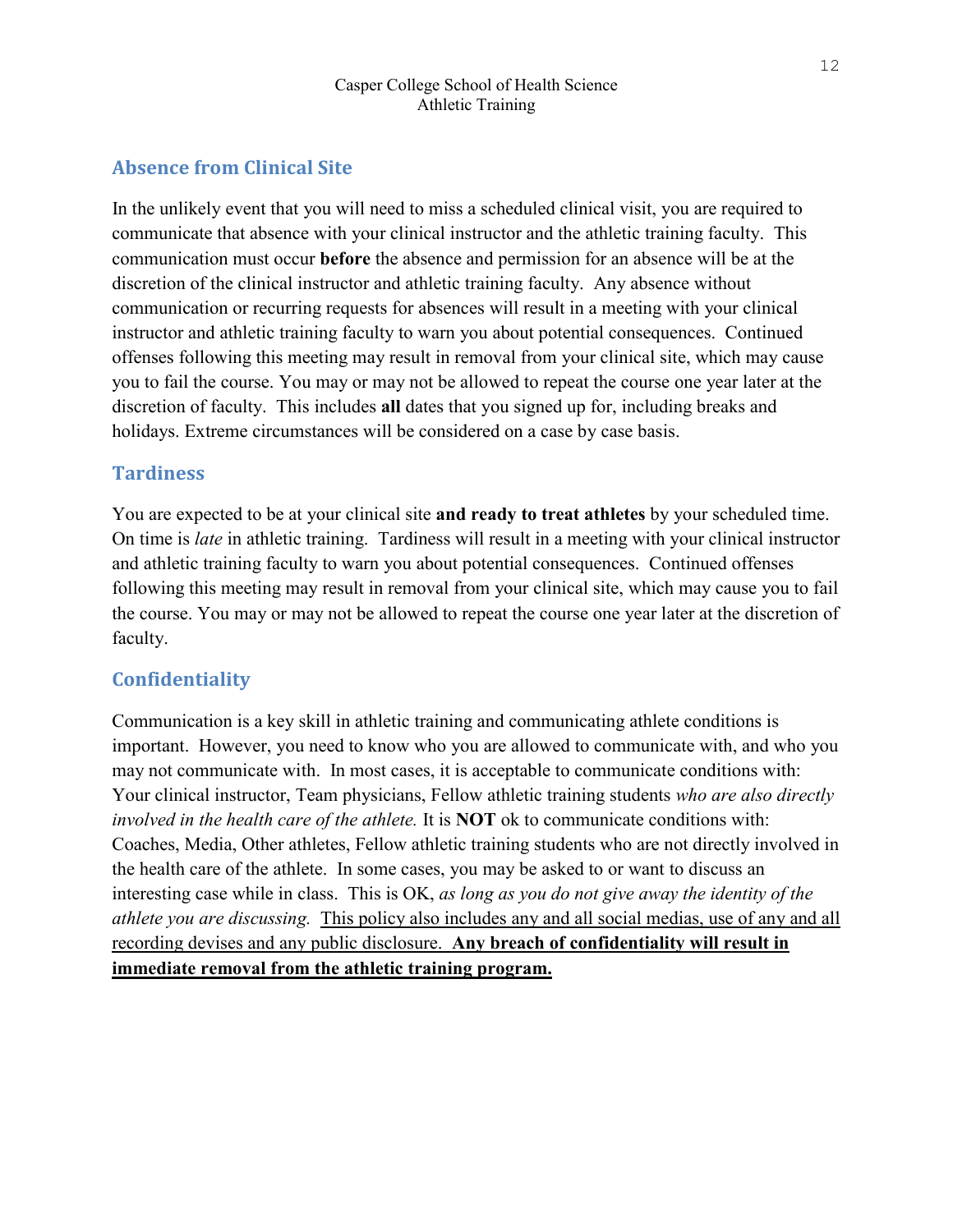## Absence from Clinical Site

In the unlikely event that you will need to miss a scheduled clinical visit, you are required to communicate that absence with your clinical instructor and the athletic training faculty. This communication must occur **before** the absence and permission for an absence will be at the discretion of the clinical instructor and athletic training faculty. Any absence without communication or recurring requests for absences will result in a meeting with your clinical instructor and athletic training faculty to warn you about potential consequences. Continued offenses following this meeting may result in removal from your clinical site, which may cause you to fail the course. You may or may not be allowed to repeat the course one year later at the discretion of faculty. This includes **all** dates that you signed up for, including breaks and holidays. Extreme circumstances will be considered on a case by case basis.

## Tardiness

You are expected to be at your clinical site **and ready to treat athletes** by your scheduled time. On time is *late* in athletic training. Tardiness will result in a meeting with your clinical instructor and athletic training faculty to warn you about potential consequences. Continued offenses following this meeting may result in removal from your clinical site, which may cause you to fail the course. You may or may not be allowed to repeat the course one year later at the discretion of faculty.

## Confidentiality

Communication is a key skill in athletic training and communicating athlete conditions is important. However, you need to know who you are allowed to communicate with, and who you may not communicate with. In most cases, it is acceptable to communicate conditions with: Your clinical instructor, Team physicians, Fellow athletic training students *who are also directly involved in the health care of the athlete.* It is **NOT** ok to communicate conditions with: Coaches, Media, Other athletes, Fellow athletic training students who are not directly involved in the health care of the athlete. In some cases, you may be asked to or want to discuss an interesting case while in class. This is OK, *as long as you do not give away the identity of the athlete you are discussing.* <u>This policy also includes any and all social medias, use of any and all recording devises and any public disclosure.</u> <u>**Any breach of confidentiality will result in immediate removal from the athletic training program.**</u>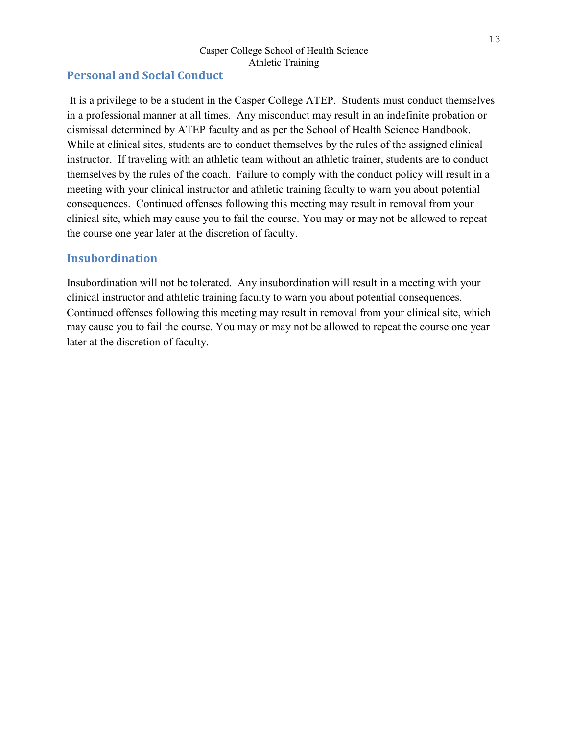## Personal and Social Conduct

It is a privilege to be a student in the Casper College ATEP. Students must conduct themselves in a professional manner at all times. Any misconduct may result in an indefinite probation or dismissal determined by ATEP faculty and as per the School of Health Science Handbook. While at clinical sites, students are to conduct themselves by the rules of the assigned clinical instructor. If traveling with an athletic team without an athletic trainer, students are to conduct themselves by the rules of the coach. Failure to comply with the conduct policy will result in a meeting with your clinical instructor and athletic training faculty to warn you about potential consequences. Continued offenses following this meeting may result in removal from your clinical site, which may cause you to fail the course. You may or may not be allowed to repeat the course one year later at the discretion of faculty.

## Insubordination

Insubordination will not be tolerated. Any insubordination will result in a meeting with your clinical instructor and athletic training faculty to warn you about potential consequences. Continued offenses following this meeting may result in removal from your clinical site, which may cause you to fail the course. You may or may not be allowed to repeat the course one year later at the discretion of faculty.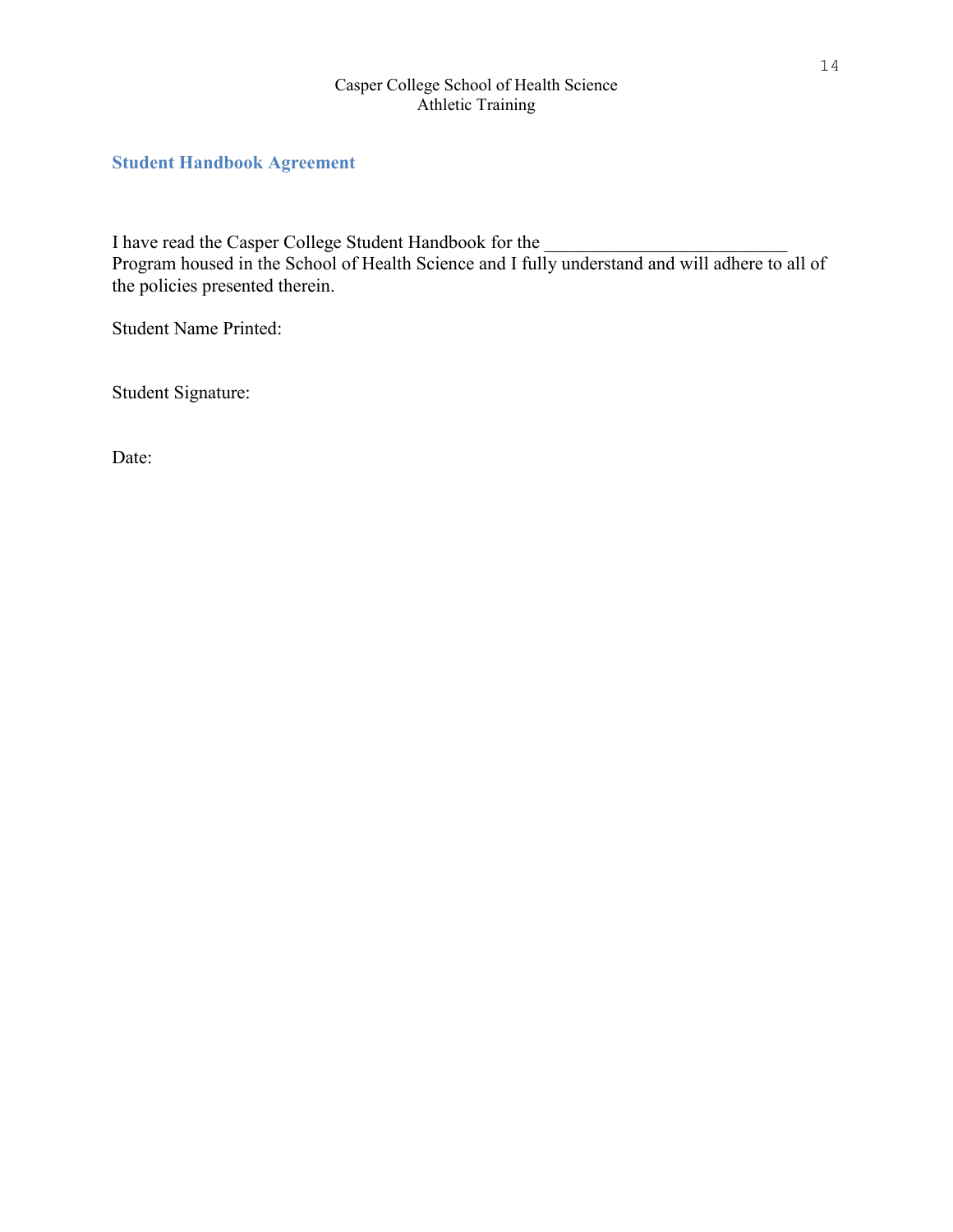Casper College School of Health Science
Athletic Training

## Student Handbook Agreement

I have read the Casper College Student Handbook for the __________________________ Program housed in the School of Health Science and I fully understand and will adhere to all of the policies presented therein.

Student Name Printed:

Student Signature:

Date: